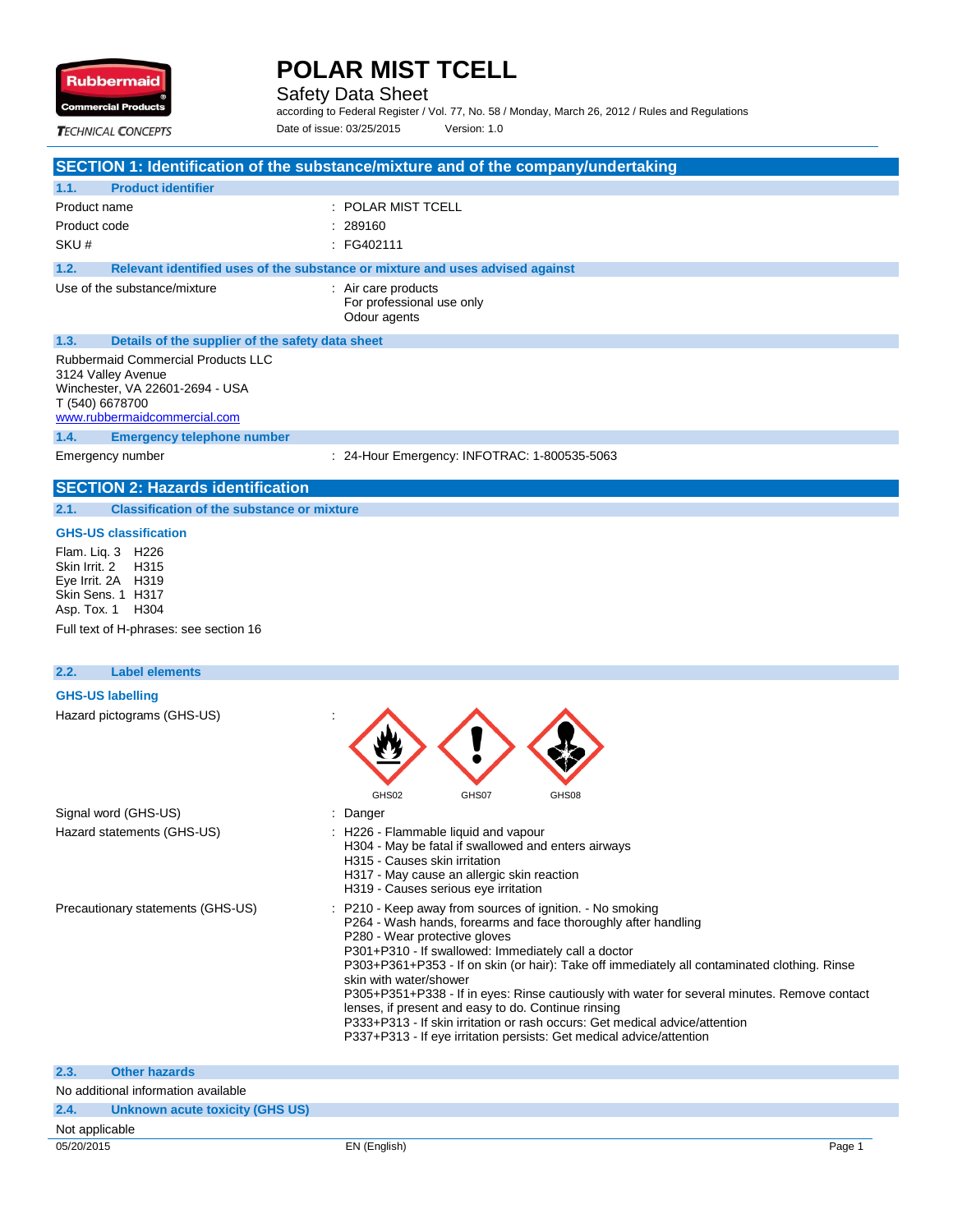# POLAR MIST TCELL

Safety Data Sheet

according to Federal Register / Vol. 77, No. 58 / Monday, March 26, 2012 / Rules and Regulations

Date of issue: 03/25/2015 Version: 1.0

## SECTION 1: Identification of the substance/mixture and of the company/undertaking

### 1.1. Product identifier

| | |
|---|---|
| Product name | : POLAR MIST TCELL |
| Product code | : 289160 |
| SKU # | : FG402111 |

### 1.2. Relevant identified uses of the substance or mixture and uses advised against

| | |
|---|---|
| Use of the substance/mixture | : Air care products<br>For professional use only<br>Odour agents |

### 1.3. Details of the supplier of the safety data sheet

Rubbermaid Commercial Products LLC
3124 Valley Avenue
Winchester, VA 22601-2694 - USA
T (540) 6678700
www.rubbermaidcommercial.com

### 1.4. Emergency telephone number

| | |
|---|---|
| Emergency number | : 24-Hour Emergency: INFOTRAC: 1-800535-5063 |

## SECTION 2: Hazards identification

### 2.1. Classification of the substance or mixture

**GHS-US classification**

Flam. Liq. 3 H226
Skin Irrit. 2 H315
Eye Irrit. 2A H319
Skin Sens. 1 H317
Asp. Tox. 1 H304

Full text of H-phrases: see section 16

### 2.2. Label elements

**GHS-US labelling**

Hazard pictograms (GHS-US) : GHS02 GHS07 GHS08

Signal word (GHS-US) : Danger

Hazard statements (GHS-US) :
H226 - Flammable liquid and vapour
H304 - May be fatal if swallowed and enters airways
H315 - Causes skin irritation
H317 - May cause an allergic skin reaction
H319 - Causes serious eye irritation

Precautionary statements (GHS-US) :
P210 - Keep away from sources of ignition. - No smoking
P264 - Wash hands, forearms and face thoroughly after handling
P280 - Wear protective gloves
P301+P310 - If swallowed: Immediately call a doctor
P303+P361+P353 - If on skin (or hair): Take off immediately all contaminated clothing. Rinse skin with water/shower
P305+P351+P338 - If in eyes: Rinse cautiously with water for several minutes. Remove contact lenses, if present and easy to do. Continue rinsing
P333+P313 - If skin irritation or rash occurs: Get medical advice/attention
P337+P313 - If eye irritation persists: Get medical advice/attention

### 2.3. Other hazards

No additional information available

### 2.4. Unknown acute toxicity (GHS US)

Not applicable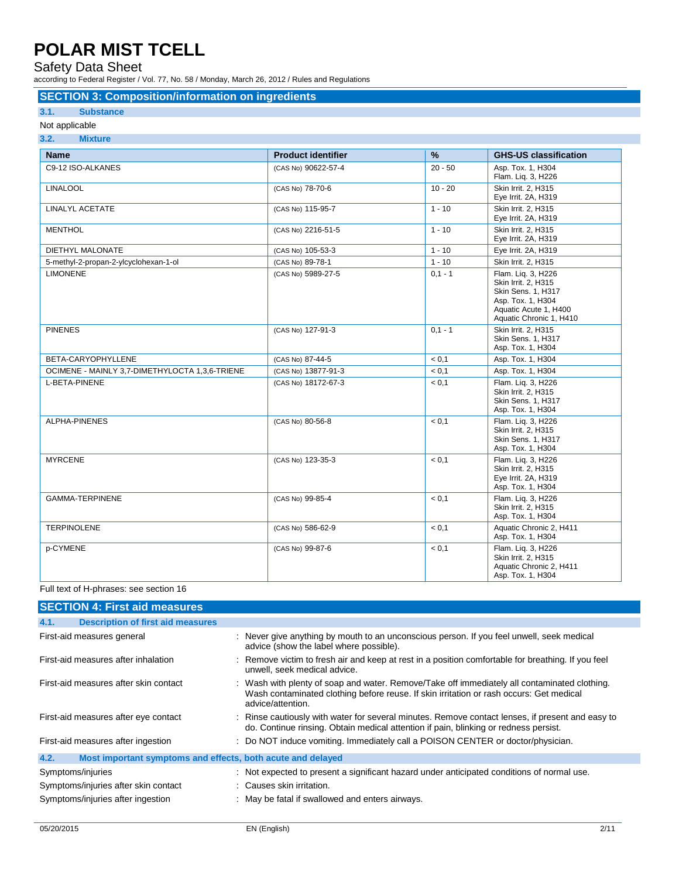## SECTION 3: Composition/information on ingredients

### 3.1. Substance

Not applicable

### 3.2. Mixture

| Name | Product identifier | % | GHS-US classification |
|---|---|---|---|
| C9-12 ISO-ALKANES | (CAS No) 90622-57-4 | 20 - 50 | Asp. Tox. 1, H304<br>Flam. Liq. 3, H226 |
| LINALOOL | (CAS No) 78-70-6 | 10 - 20 | Skin Irrit. 2, H315<br>Eye Irrit. 2A, H319 |
| LINALYL ACETATE | (CAS No) 115-95-7 | 1 - 10 | Skin Irrit. 2, H315<br>Eye Irrit. 2A, H319 |
| MENTHOL | (CAS No) 2216-51-5 | 1 - 10 | Skin Irrit. 2, H315<br>Eye Irrit. 2A, H319 |
| DIETHYL MALONATE | (CAS No) 105-53-3 | 1 - 10 | Eye Irrit. 2A, H319 |
| 5-methyl-2-propan-2-ylcyclohexan-1-ol | (CAS No) 89-78-1 | 1 - 10 | Skin Irrit. 2, H315 |
| LIMONENE | (CAS No) 5989-27-5 | 0,1 - 1 | Flam. Liq. 3, H226<br>Skin Irrit. 2, H315<br>Skin Sens. 1, H317<br>Asp. Tox. 1, H304<br>Aquatic Acute 1, H400<br>Aquatic Chronic 1, H410 |
| PINENES | (CAS No) 127-91-3 | 0,1 - 1 | Skin Irrit. 2, H315<br>Skin Sens. 1, H317<br>Asp. Tox. 1, H304 |
| BETA-CARYOPHYLLENE | (CAS No) 87-44-5 | < 0,1 | Asp. Tox. 1, H304 |
| OCIMENE - MAINLY 3,7-DIMETHYLOCTA 1,3,6-TRIENE | (CAS No) 13877-91-3 | < 0,1 | Asp. Tox. 1, H304 |
| L-BETA-PINENE | (CAS No) 18172-67-3 | < 0,1 | Flam. Liq. 3, H226<br>Skin Irrit. 2, H315<br>Skin Sens. 1, H317<br>Asp. Tox. 1, H304 |
| ALPHA-PINENES | (CAS No) 80-56-8 | < 0,1 | Flam. Liq. 3, H226<br>Skin Irrit. 2, H315<br>Skin Sens. 1, H317<br>Asp. Tox. 1, H304 |
| MYRCENE | (CAS No) 123-35-3 | < 0,1 | Flam. Liq. 3, H226<br>Skin Irrit. 2, H315<br>Eye Irrit. 2A, H319<br>Asp. Tox. 1, H304 |
| GAMMA-TERPINENE | (CAS No) 99-85-4 | < 0,1 | Flam. Liq. 3, H226<br>Skin Irrit. 2, H315<br>Asp. Tox. 1, H304 |
| TERPINOLENE | (CAS No) 586-62-9 | < 0,1 | Aquatic Chronic 2, H411<br>Asp. Tox. 1, H304 |
| p-CYMENE | (CAS No) 99-87-6 | < 0,1 | Flam. Liq. 3, H226<br>Skin Irrit. 2, H315<br>Aquatic Chronic 2, H411<br>Asp. Tox. 1, H304 |

Full text of H-phrases: see section 16

## SECTION 4: First aid measures

### 4.1. Description of first aid measures

First-aid measures general : Never give anything by mouth to an unconscious person. If you feel unwell, seek medical advice (show the label where possible).

First-aid measures after inhalation : Remove victim to fresh air and keep at rest in a position comfortable for breathing. If you feel unwell, seek medical advice.

First-aid measures after skin contact : Wash with plenty of soap and water. Remove/Take off immediately all contaminated clothing. Wash contaminated clothing before reuse. If skin irritation or rash occurs: Get medical advice/attention.

First-aid measures after eye contact : Rinse cautiously with water for several minutes. Remove contact lenses, if present and easy to do. Continue rinsing. Obtain medical attention if pain, blinking or redness persist.

First-aid measures after ingestion : Do NOT induce vomiting. Immediately call a POISON CENTER or doctor/physician.

### 4.2. Most important symptoms and effects, both acute and delayed

Symptoms/injuries : Not expected to present a significant hazard under anticipated conditions of normal use.

Symptoms/injuries after skin contact : Causes skin irritation.

Symptoms/injuries after ingestion : May be fatal if swallowed and enters airways.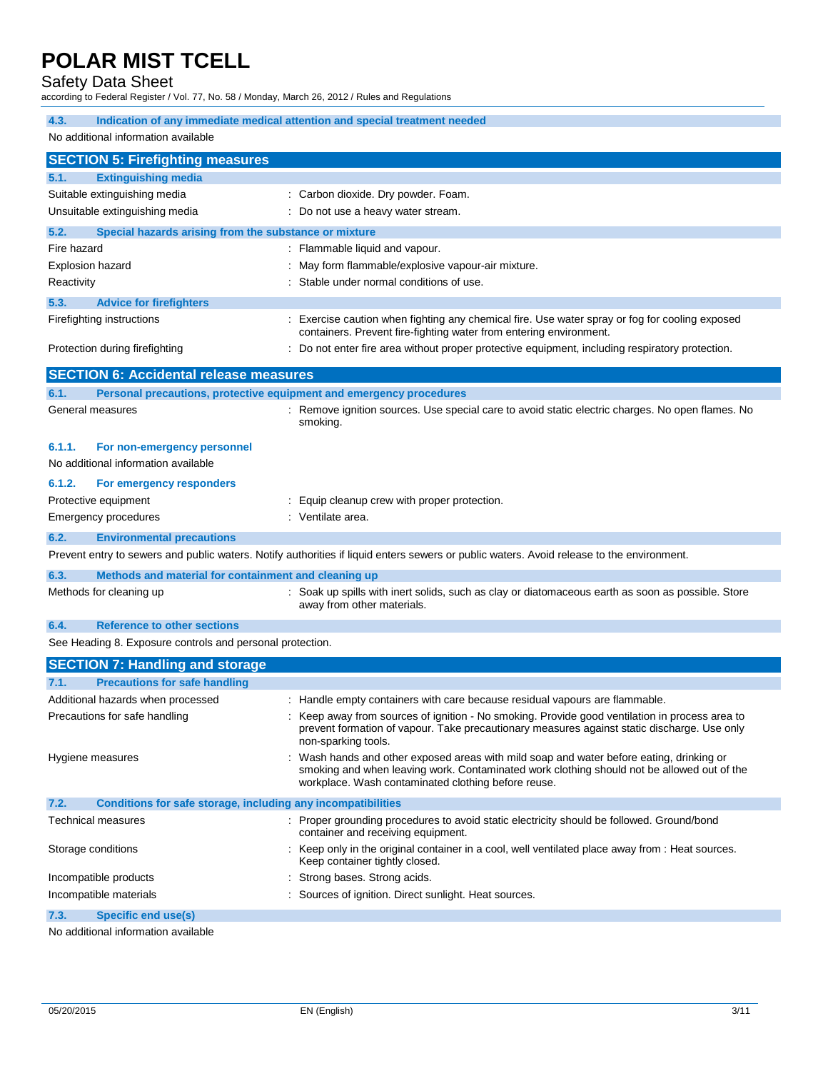### 4.3. Indication of any immediate medical attention and special treatment needed

No additional information available

## SECTION 5: Firefighting measures

### 5.1. Extinguishing media

| | |
|---|---|
| Suitable extinguishing media | : Carbon dioxide. Dry powder. Foam. |
| Unsuitable extinguishing media | : Do not use a heavy water stream. |

### 5.2. Special hazards arising from the substance or mixture

| | |
|---|---|
| Fire hazard | : Flammable liquid and vapour. |
| Explosion hazard | : May form flammable/explosive vapour-air mixture. |
| Reactivity | : Stable under normal conditions of use. |

### 5.3. Advice for firefighters

| | |
|---|---|
| Firefighting instructions | : Exercise caution when fighting any chemical fire. Use water spray or fog for cooling exposed containers. Prevent fire-fighting water from entering environment. |
| Protection during firefighting | : Do not enter fire area without proper protective equipment, including respiratory protection. |

## SECTION 6: Accidental release measures

### 6.1. Personal precautions, protective equipment and emergency procedures

| | |
|---|---|
| General measures | : Remove ignition sources. Use special care to avoid static electric charges. No open flames. No smoking. |

#### 6.1.1. For non-emergency personnel

No additional information available

#### 6.1.2. For emergency responders

| | |
|---|---|
| Protective equipment | : Equip cleanup crew with proper protection. |
| Emergency procedures | : Ventilate area. |

### 6.2. Environmental precautions

Prevent entry to sewers and public waters. Notify authorities if liquid enters sewers or public waters. Avoid release to the environment.

### 6.3. Methods and material for containment and cleaning up

| | |
|---|---|
| Methods for cleaning up | : Soak up spills with inert solids, such as clay or diatomaceous earth as soon as possible. Store away from other materials. |

### 6.4. Reference to other sections

See Heading 8. Exposure controls and personal protection.

## SECTION 7: Handling and storage

### 7.1. Precautions for safe handling

| | |
|---|---|
| Additional hazards when processed | : Handle empty containers with care because residual vapours are flammable. |
| Precautions for safe handling | : Keep away from sources of ignition - No smoking. Provide good ventilation in process area to prevent formation of vapour. Take precautionary measures against static discharge. Use only non-sparking tools. |
| Hygiene measures | : Wash hands and other exposed areas with mild soap and water before eating, drinking or smoking and when leaving work. Contaminated work clothing should not be allowed out of the workplace. Wash contaminated clothing before reuse. |

### 7.2. Conditions for safe storage, including any incompatibilities

| | |
|---|---|
| Technical measures | : Proper grounding procedures to avoid static electricity should be followed. Ground/bond container and receiving equipment. |
| Storage conditions | : Keep only in the original container in a cool, well ventilated place away from : Heat sources. Keep container tightly closed. |
| Incompatible products | : Strong bases. Strong acids. |
| Incompatible materials | : Sources of ignition. Direct sunlight. Heat sources. |

### 7.3. Specific end use(s)

No additional information available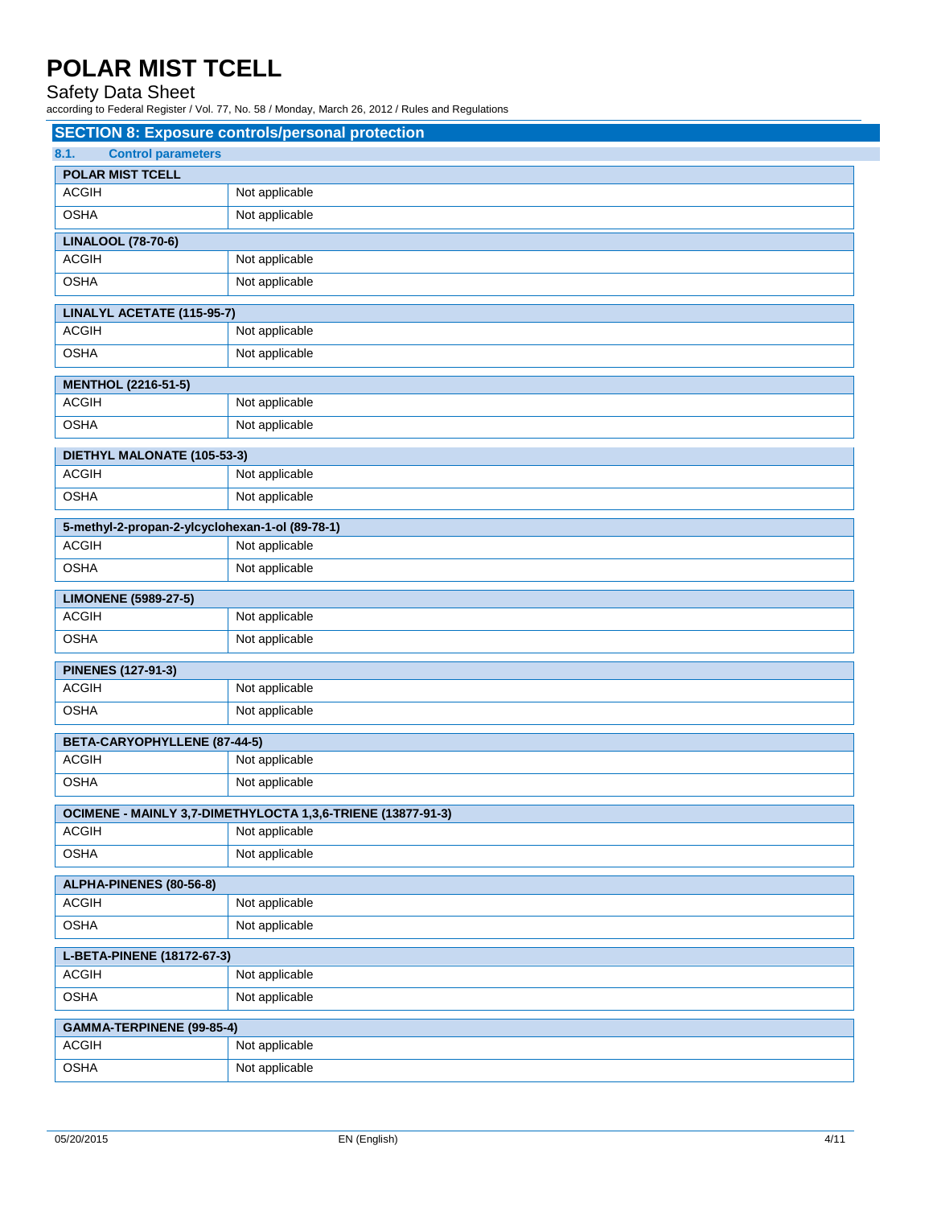## SECTION 8: Exposure controls/personal protection

### 8.1. Control parameters

| POLAR MIST TCELL | |
|---|---|
| ACGIH | Not applicable |
| OSHA | Not applicable |

| LINALOOL (78-70-6) | |
|---|---|
| ACGIH | Not applicable |
| OSHA | Not applicable |

| LINALYL ACETATE (115-95-7) | |
|---|---|
| ACGIH | Not applicable |
| OSHA | Not applicable |

| MENTHOL (2216-51-5) | |
|---|---|
| ACGIH | Not applicable |
| OSHA | Not applicable |

| DIETHYL MALONATE (105-53-3) | |
|---|---|
| ACGIH | Not applicable |
| OSHA | Not applicable |

| 5-methyl-2-propan-2-ylcyclohexan-1-ol (89-78-1) | |
|---|---|
| ACGIH | Not applicable |
| OSHA | Not applicable |

| LIMONENE (5989-27-5) | |
|---|---|
| ACGIH | Not applicable |
| OSHA | Not applicable |

| PINENES (127-91-3) | |
|---|---|
| ACGIH | Not applicable |
| OSHA | Not applicable |

| BETA-CARYOPHYLLENE (87-44-5) | |
|---|---|
| ACGIH | Not applicable |
| OSHA | Not applicable |

| OCIMENE - MAINLY 3,7-DIMETHYLOCTA 1,3,6-TRIENE (13877-91-3) | |
|---|---|
| ACGIH | Not applicable |
| OSHA | Not applicable |

| ALPHA-PINENES (80-56-8) | |
|---|---|
| ACGIH | Not applicable |
| OSHA | Not applicable |

| L-BETA-PINENE (18172-67-3) | |
|---|---|
| ACGIH | Not applicable |
| OSHA | Not applicable |

| GAMMA-TERPINENE (99-85-4) | |
|---|---|
| ACGIH | Not applicable |
| OSHA | Not applicable |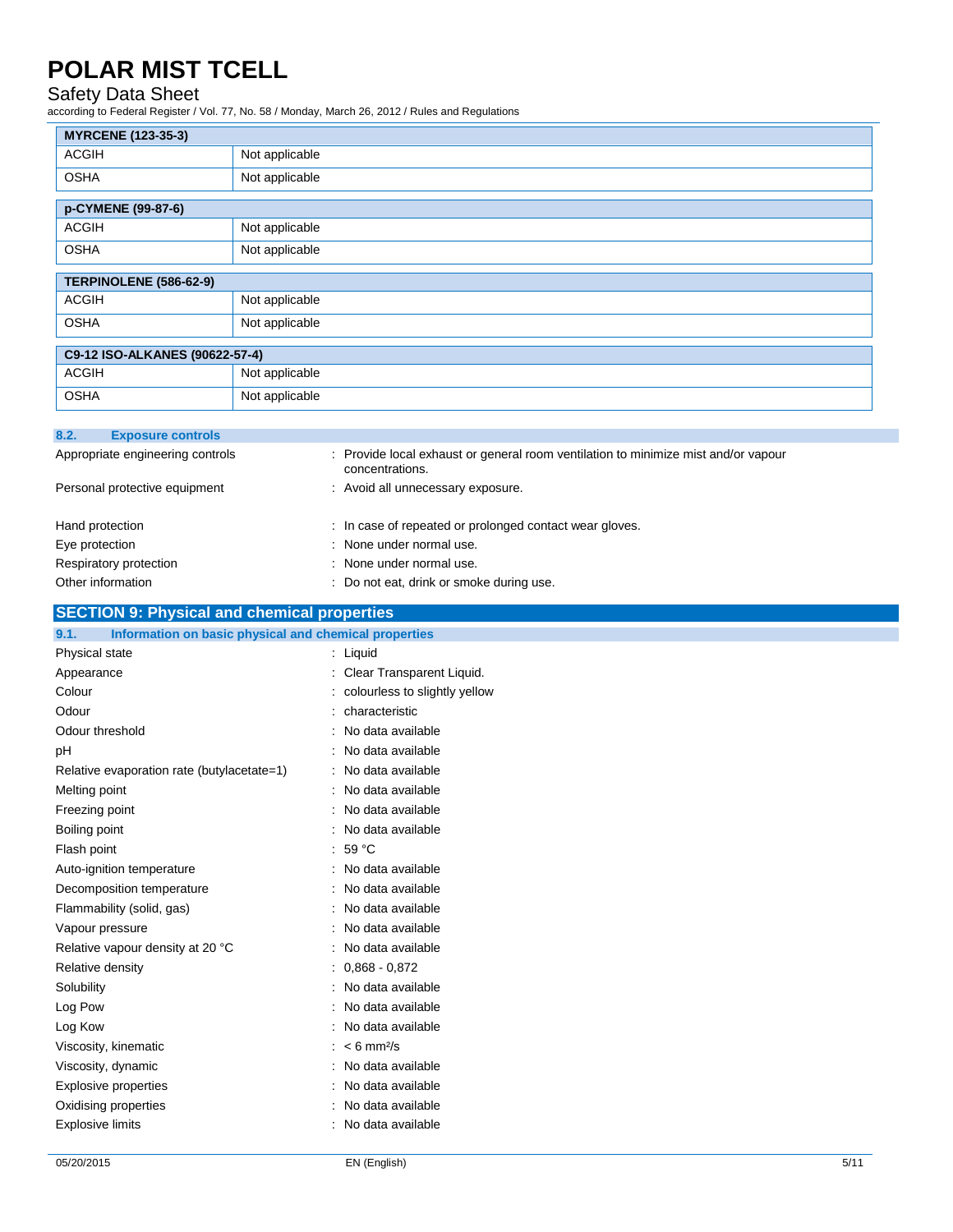| MYRCENE (123-35-3) | |
|---|---|
| ACGIH | Not applicable |
| OSHA | Not applicable |

| p-CYMENE (99-87-6) | |
|---|---|
| ACGIH | Not applicable |
| OSHA | Not applicable |

| TERPINOLENE (586-62-9) | |
|---|---|
| ACGIH | Not applicable |
| OSHA | Not applicable |

| C9-12 ISO-ALKANES (90622-57-4) | |
|---|---|
| ACGIH | Not applicable |
| OSHA | Not applicable |

### 8.2. Exposure controls

Appropriate engineering controls : Provide local exhaust or general room ventilation to minimize mist and/or vapour concentrations.

Personal protective equipment : Avoid all unnecessary exposure.

Hand protection : In case of repeated or prolonged contact wear gloves.

Eye protection : None under normal use.

Respiratory protection : None under normal use.

Other information : Do not eat, drink or smoke during use.

## SECTION 9: Physical and chemical properties

### 9.1. Information on basic physical and chemical properties

Physical state : Liquid

Appearance : Clear Transparent Liquid.

Colour : colourless to slightly yellow

Odour : characteristic

Odour threshold : No data available

pH : No data available

Relative evaporation rate (butylacetate=1) : No data available

Melting point : No data available

Freezing point : No data available

Boiling point : No data available

Flash point : 59 °C

Auto-ignition temperature : No data available

Decomposition temperature : No data available

Flammability (solid, gas) : No data available

Vapour pressure : No data available

Relative vapour density at 20 °C : No data available

Relative density : 0,868 - 0,872

Solubility : No data available

Log Pow : No data available

Log Kow : No data available

Viscosity, kinematic : < 6 $mm^2/s$

Viscosity, dynamic : No data available

Explosive properties : No data available

Oxidising properties : No data available

Explosive limits : No data available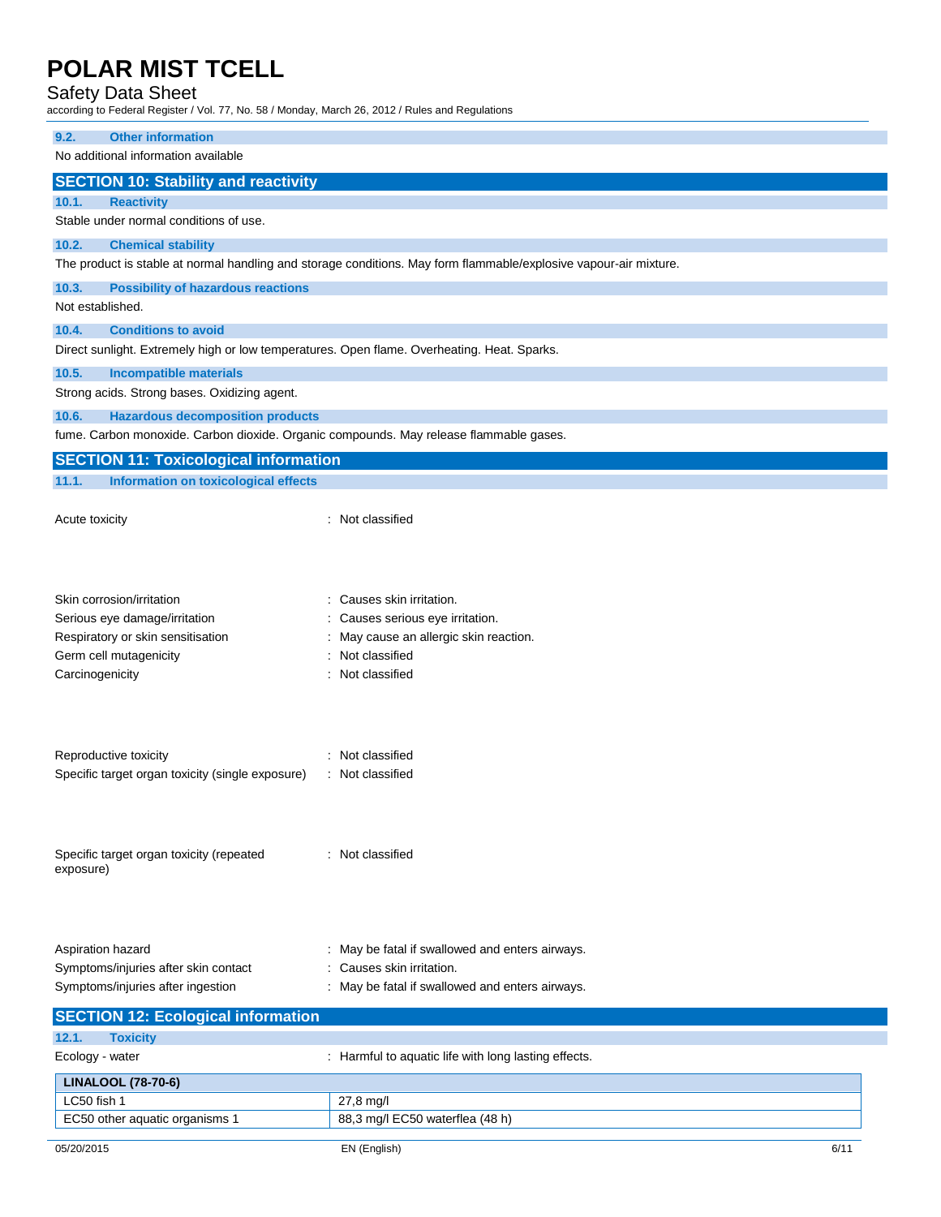### 9.2. Other information

No additional information available

## SECTION 10: Stability and reactivity

### 10.1. Reactivity

Stable under normal conditions of use.

### 10.2. Chemical stability

The product is stable at normal handling and storage conditions. May form flammable/explosive vapour-air mixture.

### 10.3. Possibility of hazardous reactions

Not established.

### 10.4. Conditions to avoid

Direct sunlight. Extremely high or low temperatures. Open flame. Overheating. Heat. Sparks.

### 10.5. Incompatible materials

Strong acids. Strong bases. Oxidizing agent.

### 10.6. Hazardous decomposition products

fume. Carbon monoxide. Carbon dioxide. Organic compounds. May release flammable gases.

## SECTION 11: Toxicological information

### 11.1. Information on toxicological effects

Acute toxicity : Not classified

Skin corrosion/irritation : Causes skin irritation.

Serious eye damage/irritation : Causes serious eye irritation.

Respiratory or skin sensitisation : May cause an allergic skin reaction.

Germ cell mutagenicity : Not classified

Carcinogenicity : Not classified

Reproductive toxicity : Not classified

Specific target organ toxicity (single exposure) : Not classified

Specific target organ toxicity (repeated exposure) : Not classified

Aspiration hazard : May be fatal if swallowed and enters airways.

Symptoms/injuries after skin contact : Causes skin irritation.

Symptoms/injuries after ingestion : May be fatal if swallowed and enters airways.

## SECTION 12: Ecological information

### 12.1. Toxicity

Ecology - water : Harmful to aquatic life with long lasting effects.

| LINALOOL (78-70-6) | |
|---|---|
| LC50 fish 1 | 27,8 mg/l |
| EC50 other aquatic organisms 1 | 88,3 mg/l EC50 waterflea (48 h) |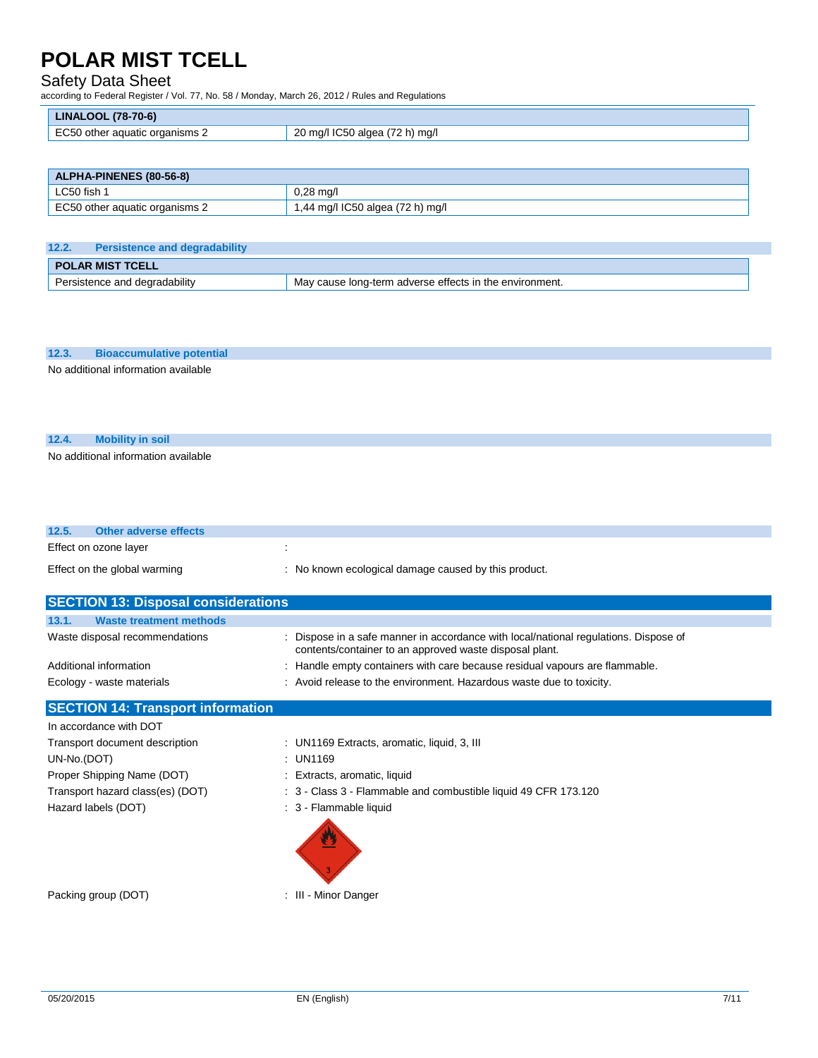| LINALOOL (78-70-6) | |
|---|---|
| EC50 other aquatic organisms 2 | 20 mg/l IC50 algea (72 h) mg/l |

| ALPHA-PINENES (80-56-8) | |
|---|---|
| LC50 fish 1 | 0,28 mg/l |
| EC50 other aquatic organisms 2 | 1,44 mg/l IC50 algea (72 h) mg/l |

### 12.2. Persistence and degradability

| POLAR MIST TCELL | |
|---|---|
| Persistence and degradability | May cause long-term adverse effects in the environment. |

### 12.3. Bioaccumulative potential

No additional information available

### 12.4. Mobility in soil

No additional information available

### 12.5. Other adverse effects

Effect on ozone layer :

Effect on the global warming : No known ecological damage caused by this product.

## SECTION 13: Disposal considerations

### 13.1. Waste treatment methods

Waste disposal recommendations : Dispose in a safe manner in accordance with local/national regulations. Dispose of contents/container to an approved waste disposal plant.

Additional information : Handle empty containers with care because residual vapours are flammable.

Ecology - waste materials : Avoid release to the environment. Hazardous waste due to toxicity.

## SECTION 14: Transport information

In accordance with DOT

Transport document description : UN1169 Extracts, aromatic, liquid, 3, III

UN-No.(DOT) : UN1169

Proper Shipping Name (DOT) : Extracts, aromatic, liquid

Transport hazard class(es) (DOT) : 3 - Class 3 - Flammable and combustible liquid 49 CFR 173.120

Hazard labels (DOT) : 3 - Flammable liquid

Packing group (DOT) : III - Minor Danger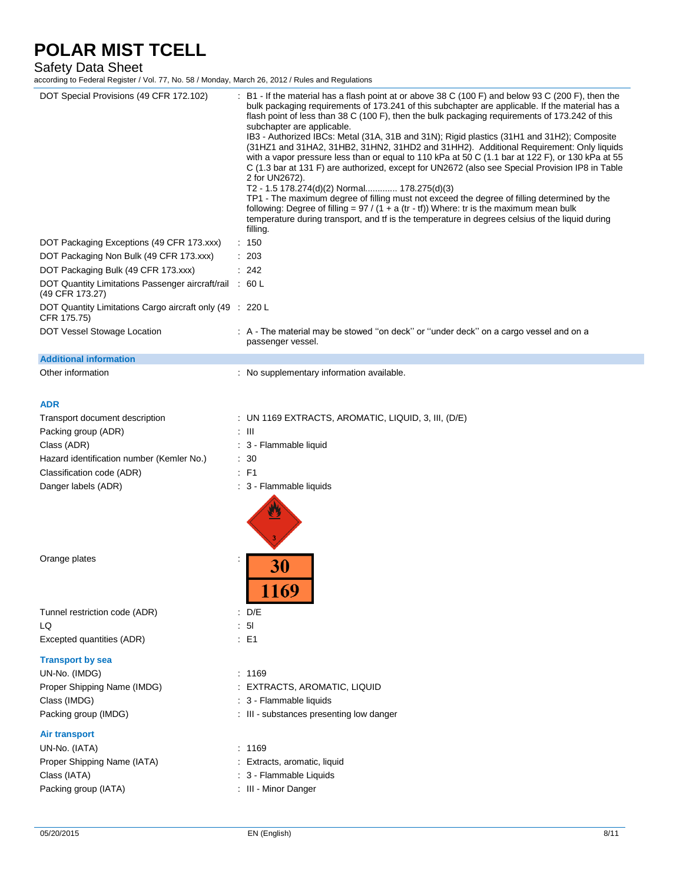| | |
|---|---|
| DOT Special Provisions (49 CFR 172.102) | : B1 - If the material has a flash point at or above 38 C (100 F) and below 93 C (200 F), then the bulk packaging requirements of 173.241 of this subchapter are applicable. If the material has a flash point of less than 38 C (100 F), then the bulk packaging requirements of 173.242 of this subchapter are applicable.<br>IB3 - Authorized IBCs: Metal (31A, 31B and 31N); Rigid plastics (31H1 and 31H2); Composite (31HZ1 and 31HA2, 31HB2, 31HN2, 31HD2 and 31HH2). Additional Requirement: Only liquids with a vapor pressure less than or equal to 110 kPa at 50 C (1.1 bar at 122 F), or 130 kPa at 55 C (1.3 bar at 131 F) are authorized, except for UN2672 (also see Special Provision IP8 in Table 2 for UN2672).<br>T2 - 1.5 178.274(d)(2) Normal............. 178.275(d)(3)<br>TP1 - The maximum degree of filling must not exceed the degree of filling determined by the following: Degree of filling = 97 / (1 + a (tr - tf)) Where: tr is the maximum mean bulk temperature during transport, and tf is the temperature in degrees celsius of the liquid during filling. |
| DOT Packaging Exceptions (49 CFR 173.xxx) | : 150 |
| DOT Packaging Non Bulk (49 CFR 173.xxx) | : 203 |
| DOT Packaging Bulk (49 CFR 173.xxx) | : 242 |
| DOT Quantity Limitations Passenger aircraft/rail (49 CFR 173.27) | : 60 L |
| DOT Quantity Limitations Cargo aircraft only (49 CFR 175.75) | : 220 L |
| DOT Vessel Stowage Location | : A - The material may be stowed "on deck" or "under deck" on a cargo vessel and on a passenger vessel. |

**Additional information**

Other information : No supplementary information available.

**ADR**

| | |
|---|---|
| Transport document description | : UN 1169 EXTRACTS, AROMATIC, LIQUID, 3, III, (D/E) |
| Packing group (ADR) | : III |
| Class (ADR) | : 3 - Flammable liquid |
| Hazard identification number (Kemler No.) | : 30 |
| Classification code (ADR) | : F1 |
| Danger labels (ADR) | : 3 - Flammable liquids |
| Orange plates | : 30 / 1169 |
| Tunnel restriction code (ADR) | : D/E |
| LQ | : 5l |
| Excepted quantities (ADR) | : E1 |

**Transport by sea**

| | |
|---|---|
| UN-No. (IMDG) | : 1169 |
| Proper Shipping Name (IMDG) | : EXTRACTS, AROMATIC, LIQUID |
| Class (IMDG) | : 3 - Flammable liquids |
| Packing group (IMDG) | : III - substances presenting low danger |

**Air transport**

| | |
|---|---|
| UN-No. (IATA) | : 1169 |
| Proper Shipping Name (IATA) | : Extracts, aromatic, liquid |
| Class (IATA) | : 3 - Flammable Liquids |
| Packing group (IATA) | : III - Minor Danger |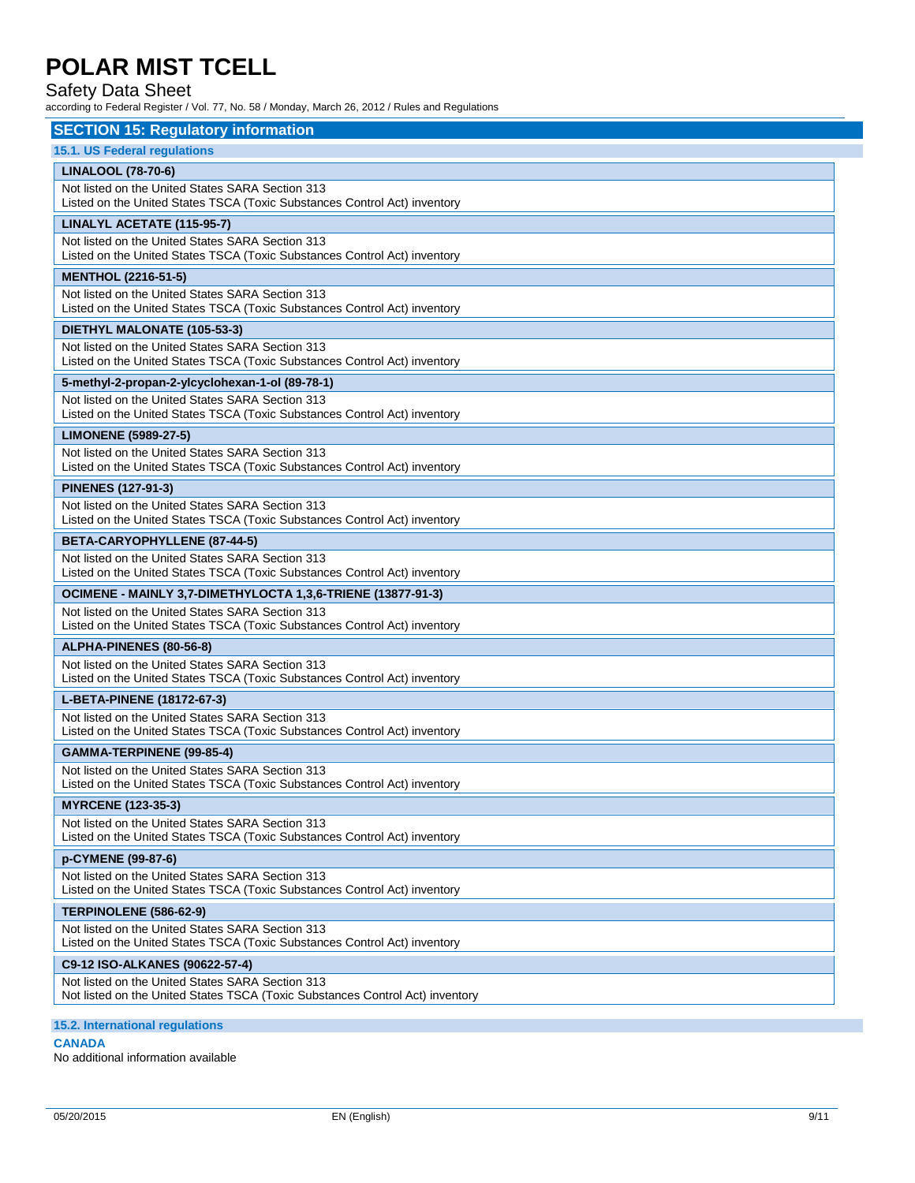## SECTION 15: Regulatory information

### 15.1. US Federal regulations

| LINALOOL (78-70-6) |
|---|
| Not listed on the United States SARA Section 313<br>Listed on the United States TSCA (Toxic Substances Control Act) inventory |

| LINALYL ACETATE (115-95-7) |
|---|
| Not listed on the United States SARA Section 313<br>Listed on the United States TSCA (Toxic Substances Control Act) inventory |

| MENTHOL (2216-51-5) |
|---|
| Not listed on the United States SARA Section 313<br>Listed on the United States TSCA (Toxic Substances Control Act) inventory |

| DIETHYL MALONATE (105-53-3) |
|---|
| Not listed on the United States SARA Section 313<br>Listed on the United States TSCA (Toxic Substances Control Act) inventory |

| 5-methyl-2-propan-2-ylcyclohexan-1-ol (89-78-1) |
|---|
| Not listed on the United States SARA Section 313<br>Listed on the United States TSCA (Toxic Substances Control Act) inventory |

| LIMONENE (5989-27-5) |
|---|
| Not listed on the United States SARA Section 313<br>Listed on the United States TSCA (Toxic Substances Control Act) inventory |

| PINENES (127-91-3) |
|---|
| Not listed on the United States SARA Section 313<br>Listed on the United States TSCA (Toxic Substances Control Act) inventory |

| BETA-CARYOPHYLLENE (87-44-5) |
|---|
| Not listed on the United States SARA Section 313<br>Listed on the United States TSCA (Toxic Substances Control Act) inventory |

| OCIMENE - MAINLY 3,7-DIMETHYLOCTA 1,3,6-TRIENE (13877-91-3) |
|---|
| Not listed on the United States SARA Section 313<br>Listed on the United States TSCA (Toxic Substances Control Act) inventory |

| ALPHA-PINENES (80-56-8) |
|---|
| Not listed on the United States SARA Section 313<br>Listed on the United States TSCA (Toxic Substances Control Act) inventory |

| L-BETA-PINENE (18172-67-3) |
|---|
| Not listed on the United States SARA Section 313<br>Listed on the United States TSCA (Toxic Substances Control Act) inventory |

| GAMMA-TERPINENE (99-85-4) |
|---|
| Not listed on the United States SARA Section 313<br>Listed on the United States TSCA (Toxic Substances Control Act) inventory |

| MYRCENE (123-35-3) |
|---|
| Not listed on the United States SARA Section 313<br>Listed on the United States TSCA (Toxic Substances Control Act) inventory |

| p-CYMENE (99-87-6) |
|---|
| Not listed on the United States SARA Section 313<br>Listed on the United States TSCA (Toxic Substances Control Act) inventory |

| TERPINOLENE (586-62-9) |
|---|
| Not listed on the United States SARA Section 313<br>Listed on the United States TSCA (Toxic Substances Control Act) inventory |

| C9-12 ISO-ALKANES (90622-57-4) |
|---|
| Not listed on the United States SARA Section 313<br>Not listed on the United States TSCA (Toxic Substances Control Act) inventory |

### 15.2. International regulations

**CANADA**

No additional information available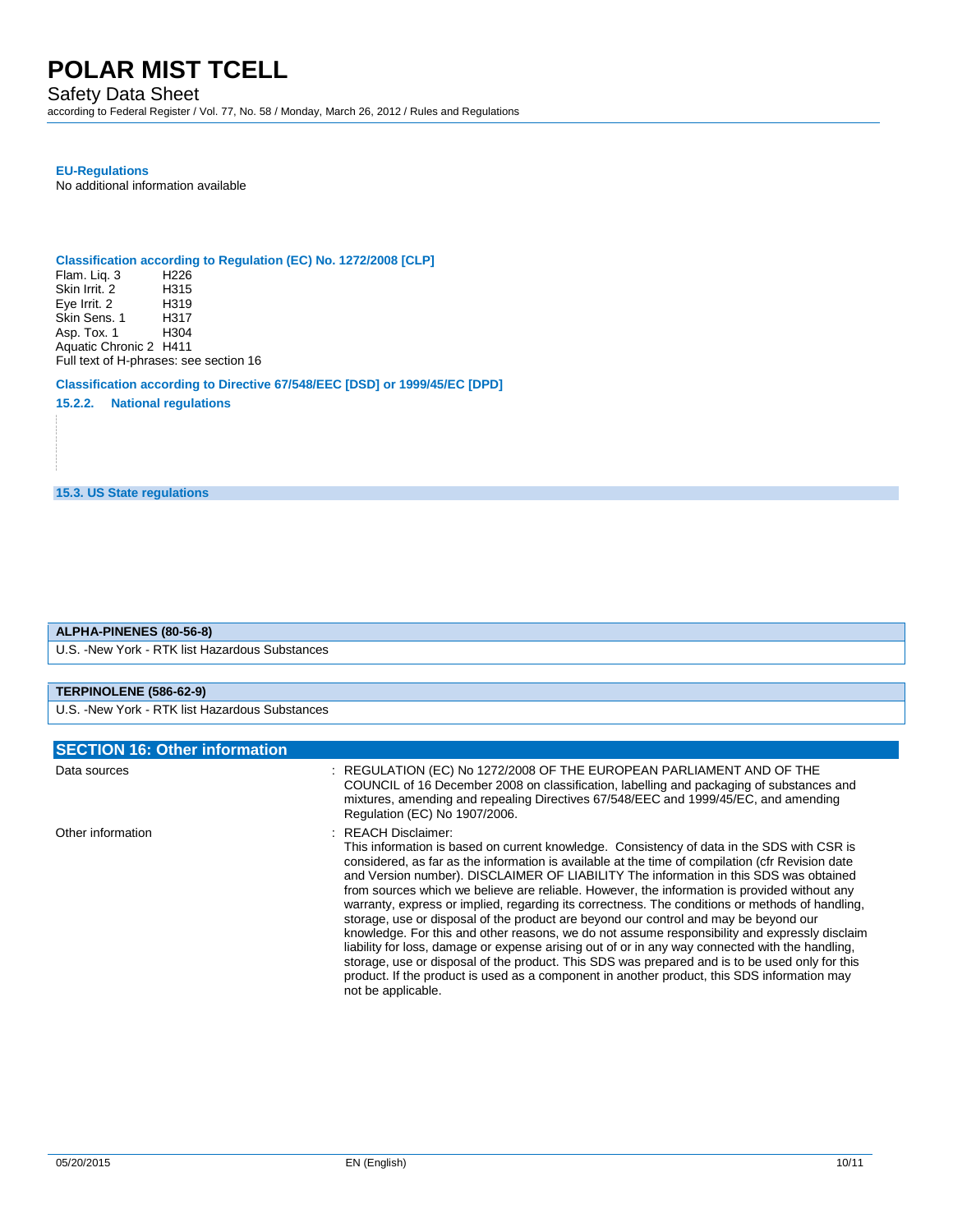**EU-Regulations**

No additional information available

**Classification according to Regulation (EC) No. 1272/2008 [CLP]**

| | |
|---|---|
| Flam. Liq. 3 | H226 |
| Skin Irrit. 2 | H315 |
| Eye Irrit. 2 | H319 |
| Skin Sens. 1 | H317 |
| Asp. Tox. 1 | H304 |
| Aquatic Chronic 2 | H411 |

Full text of H-phrases: see section 16

**Classification according to Directive 67/548/EEC [DSD] or 1999/45/EC [DPD]**

### 15.2.2. National regulations

### 15.3. US State regulations

| ALPHA-PINENES (80-56-8) |
|---|
| U.S. -New York - RTK list Hazardous Substances |

| TERPINOLENE (586-62-9) |
|---|
| U.S. -New York - RTK list Hazardous Substances |

## SECTION 16: Other information

Data sources : REGULATION (EC) No 1272/2008 OF THE EUROPEAN PARLIAMENT AND OF THE COUNCIL of 16 December 2008 on classification, labelling and packaging of substances and mixtures, amending and repealing Directives 67/548/EEC and 1999/45/EC, and amending Regulation (EC) No 1907/2006.

Other information : REACH Disclaimer:
This information is based on current knowledge. Consistency of data in the SDS with CSR is considered, as far as the information is available at the time of compilation (cfr Revision date and Version number). DISCLAIMER OF LIABILITY The information in this SDS was obtained from sources which we believe are reliable. However, the information is provided without any warranty, express or implied, regarding its correctness. The conditions or methods of handling, storage, use or disposal of the product are beyond our control and may be beyond our knowledge. For this and other reasons, we do not assume responsibility and expressly disclaim liability for loss, damage or expense arising out of or in any way connected with the handling, storage, use or disposal of the product. This SDS was prepared and is to be used only for this product. If the product is used as a component in another product, this SDS information may not be applicable.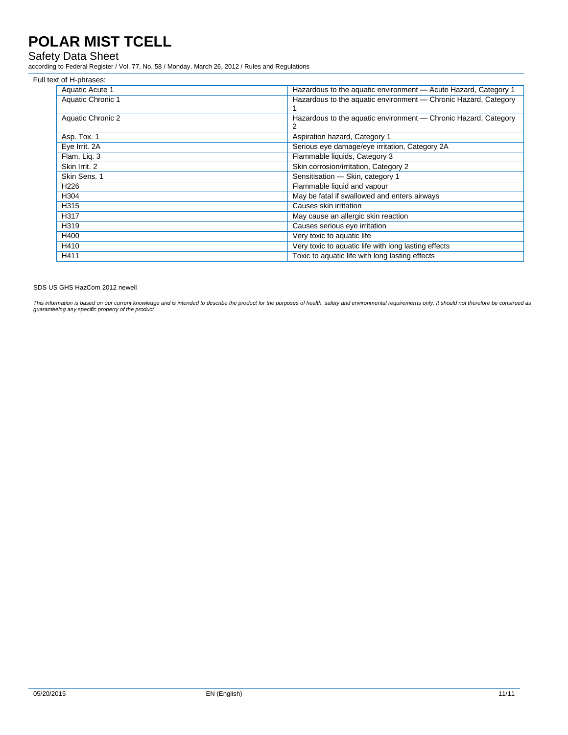Full text of H-phrases:

| | |
|---|---|
| Aquatic Acute 1 | Hazardous to the aquatic environment — Acute Hazard, Category 1 |
| Aquatic Chronic 1 | Hazardous to the aquatic environment — Chronic Hazard, Category 1 |
| Aquatic Chronic 2 | Hazardous to the aquatic environment — Chronic Hazard, Category 2 |
| Asp. Tox. 1 | Aspiration hazard, Category 1 |
| Eye Irrit. 2A | Serious eye damage/eye irritation, Category 2A |
| Flam. Liq. 3 | Flammable liquids, Category 3 |
| Skin Irrit. 2 | Skin corrosion/irritation, Category 2 |
| Skin Sens. 1 | Sensitisation — Skin, category 1 |
| H226 | Flammable liquid and vapour |
| H304 | May be fatal if swallowed and enters airways |
| H315 | Causes skin irritation |
| H317 | May cause an allergic skin reaction |
| H319 | Causes serious eye irritation |
| H400 | Very toxic to aquatic life |
| H410 | Very toxic to aquatic life with long lasting effects |
| H411 | Toxic to aquatic life with long lasting effects |

SDS US GHS HazCom 2012 newell

*This information is based on our current knowledge and is intended to describe the product for the purposes of health, safety and environmental requirements only. It should not therefore be construed as guaranteeing any specific property of the product*